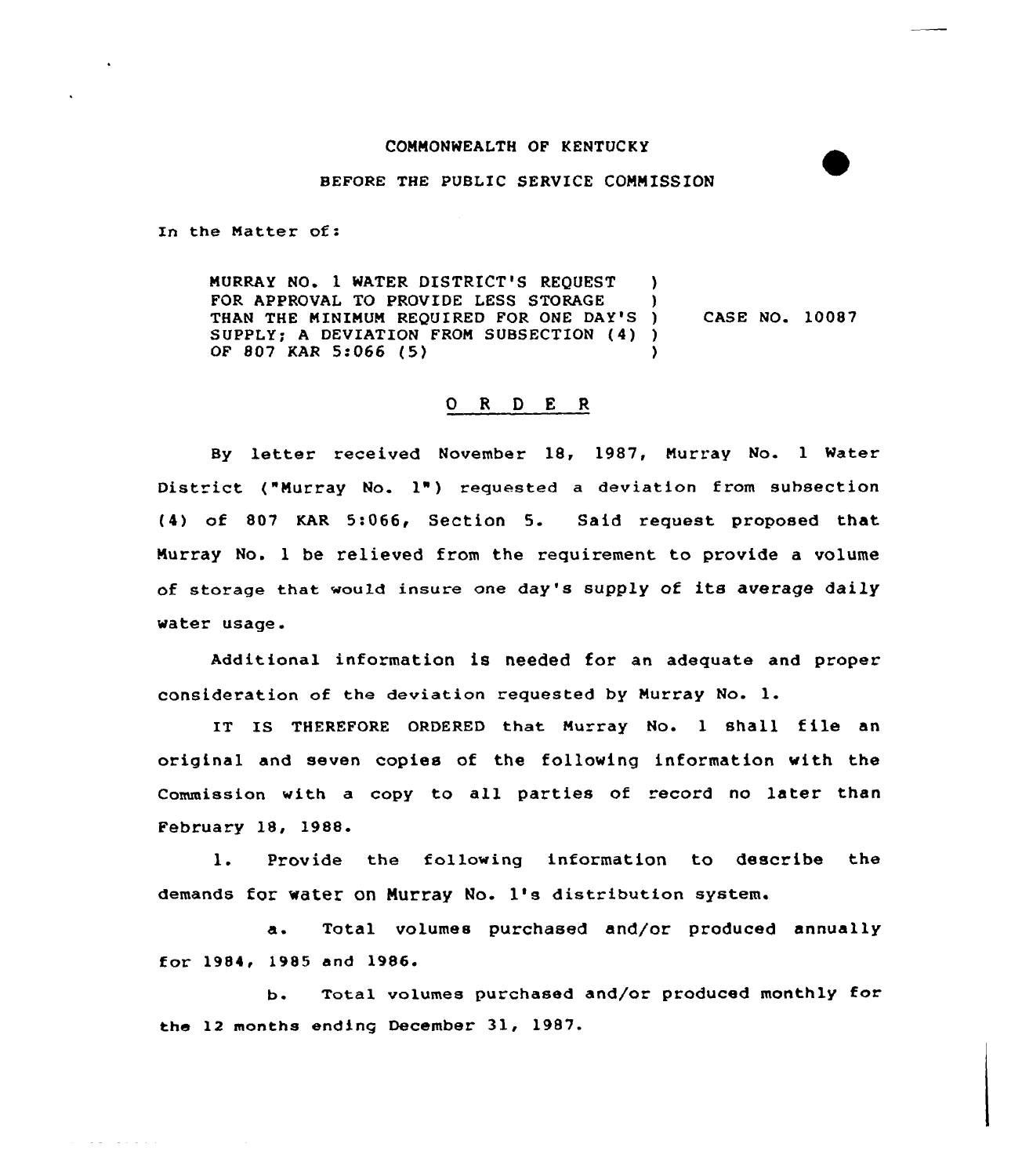COMMONWEALTH OF KENTUCKY

BEFORE THE PUBLIC SERVICE COMMISSION

In the Matter of:

MURRAY NO. 1 WATER DISTRICT'S REQUEST FOR APPROVAL TO PROVIDE LESS STORAGE THAN THE MINIMUM REQUIRED FOR ONE DAY'S SUPPLY; A DEVIATION FROM SUBSECTION (4) OF 807 KAR 5:066 (5) ) CASE NO. 10087

# O R D E R

By letter received November 18, 1987, Murray No. 1 Water District ("Murray No. 1") requested a deviation from subsection (4) of 807 KAR 5:066, Section 5. Said request proposed that Murray No. 1 be relieved from the requirement to provide a volume of storage that would insure one day's supply of its average daily water usage.

Additional information is needed for an adequate and proper consideration of the deviation requested by Murray No. 1.

IT IS THEREFORE ORDERED that Murray No. 1 shall file an original and seven copies of the following information with the Commission with a copy to all parties of record no later than February 18, 1988.

1. Provide the following information to describe the demands for water on Murray No. 1's distribution system.

   a. Total volumes purchased and/or produced annually for 1984, 1985 and 1986.

   b. Total volumes purchased and/or produced monthly for the 12 months ending December 31, 1987.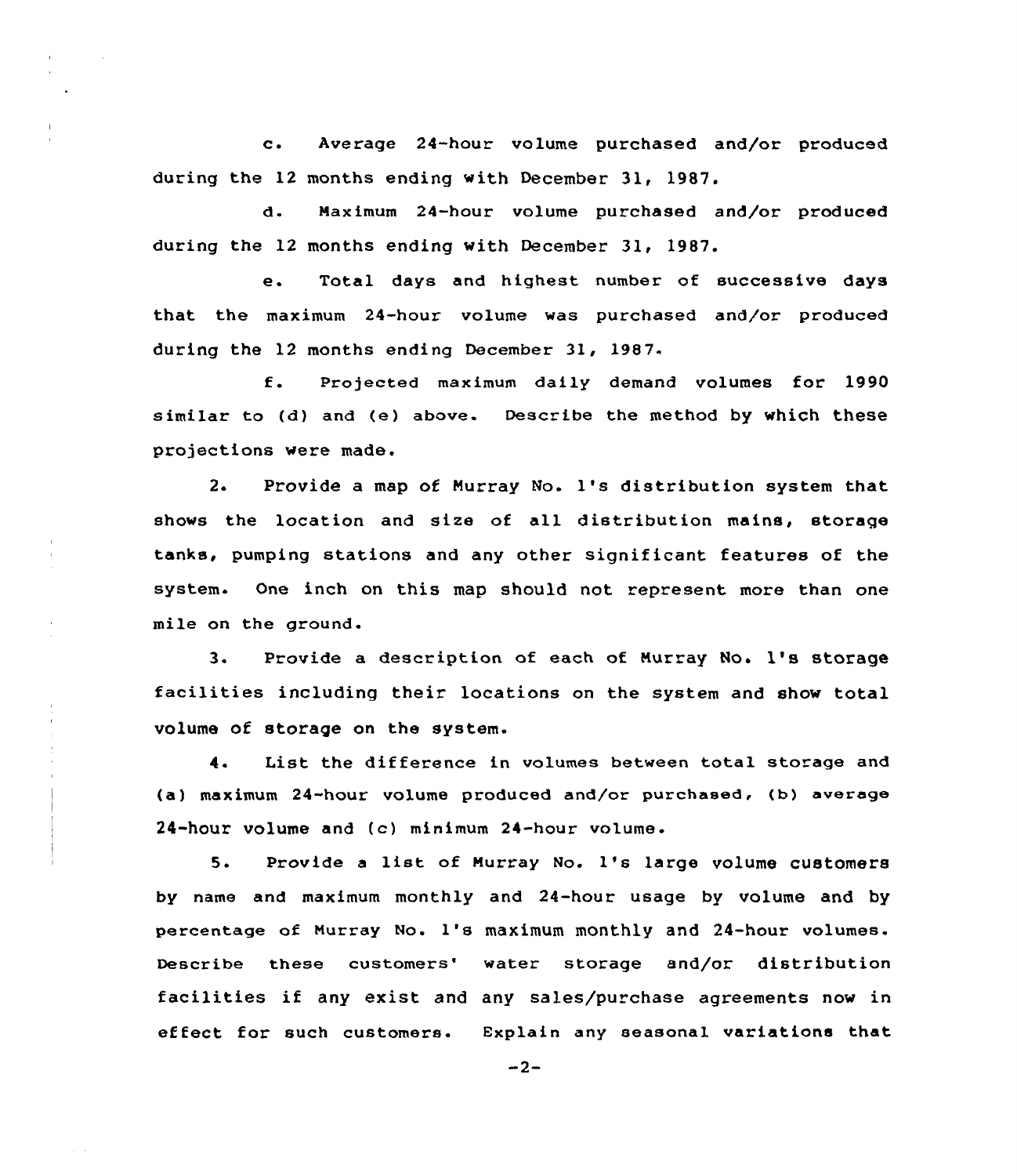c. Average 24-hour volume purchased and/or produced during the 12 months ending with December 31, 1987.

d. Maximum 24-hour volume purchased and/or produced during the 12 months ending with December 31, 1987.

e. Total days and highest number of successive days that the maximum 24-hour volume was purchased and/or produced during the 12 months ending December 31, 1987.

f. Projected maximum daily demand volumes for 1990 similar to (d) and (e) above. Describe the method by which these projections were made.

2. Provide a map of Murray No. 1's distribution system that shows the location and size of all distribution mains, storage tanks, pumping stations and any other significant features of the system. One inch on this map should not represent more than one mile on the ground.

3. Provide a description of each of Murray No. 1's storage facilities including their locations on the system and show total volume of storage on the system.

4. List the difference in volumes between total storage and (a) maximum 24-hour volume produced and/or purchased, (b) average 24-hour volume and (c) minimum 24-hour volume.

5. Provide a list of Murray No. 1's large volume customers by name and maximum monthly and 24-hour usage by volume and by percentage of Murray No. 1's maximum monthly and 24-hour volumes. Describe these customers' water storage and/or distribution facilities if any exist and any sales/purchase agreements now in effect for such customers. Explain any seasonal variations that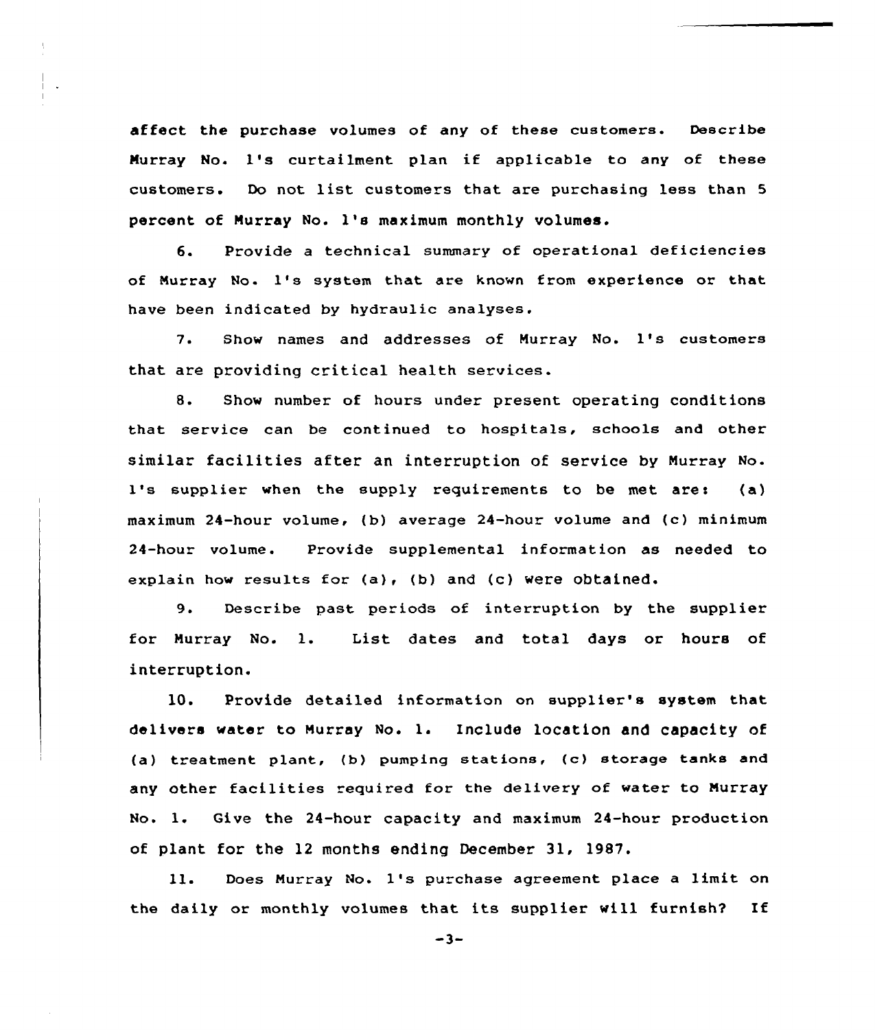affect the purchase volumes of any of these customers. Describe Murray No. 1's curtailment plan if applicable to any of these customers. Do not list customers that are purchasing less than 5 percent of Murray No. 1's maximum monthly volumes.

6. Provide a technical summary of operational deficiencies of Murray No. 1's system that are known from experience or that have been indicated by hydraulic analyses.

7. Show names and addresses of Murray No. 1's customers that are providing critical health services.

8. Show number of hours under present operating conditions that service can be continued to hospitals, schools and other similar facilities after an interruption of service by Murray No. 1's supplier when the supply requirements to be met are: (a) maximum 24-hour volume, (b) average 24-hour volume and (c) minimum 24-hour volume. Provide supplemental information as needed to explain how results for (a), (b) and (c) were obtained.

9. Describe past periods of interruption by the supplier for Murray No. 1. List dates and total days or hours of interruption.

10. Provide detailed information on supplier's system that delivers water to Murray No. 1. Include location and capacity of (a) treatment plant, (b) pumping stations, (c) storage tanks and any other facilities required for the delivery of water to Murray No. 1. Give the 24-hour capacity and maximum 24-hour production of plant for the 12 months ending December 31, 1987.

11. Does Murray No. 1's purchase agreement place a limit on the daily or monthly volumes that its supplier will furnish? If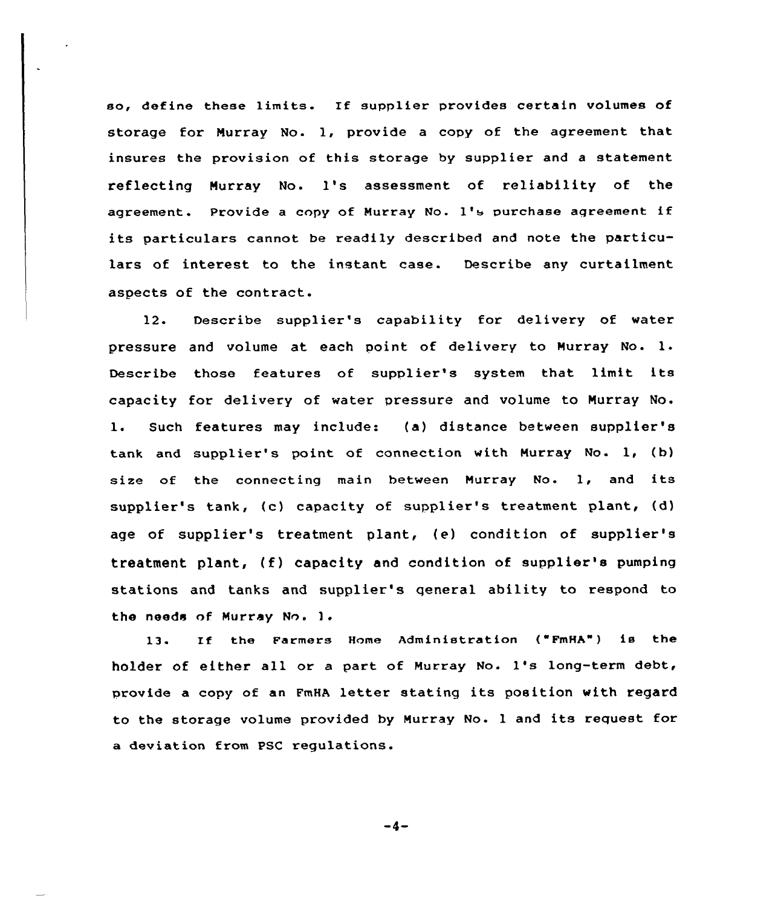so, define these limits. If supplier provides certain volumes of storage for Murray No. 1, provide a copy of the agreement that insures the provision of this storage by supplier and a statement reflecting Murray No. 1's assessment of reliability of the agreement. Provide a copy of Murray No. 1's purchase agreement if its particulars cannot be readily described and note the particulars of interest to the instant case. Describe any curtailment aspects of the contract.

12. Describe supplier's capability for delivery of water pressure and volume at each point of delivery to Murray No. 1. Describe those features of supplier's system that limit its capacity for delivery of water pressure and volume to Murray No. 1. Such features may include: (a) distance between supplier's tank and supplier's point of connection with Murray No. 1, (b) size of the connecting main between Murray No. 1, and its supplier's tank, (c) capacity of supplier's treatment plant, (d) age of supplier's treatment plant, (e) condition of supplier's treatment plant, (f) capacity and condition of supplier's pumping stations and tanks and supplier's general ability to respond to the needs of Murray No. 1.

13. If the Farmers Home Administration ("FmHA") is the holder of either all or a part of Murray No. 1's long-term debt, provide a copy of an FmHA letter stating its position with regard to the storage volume provided by Murray No. 1 and its request for a deviation from PSC regulations.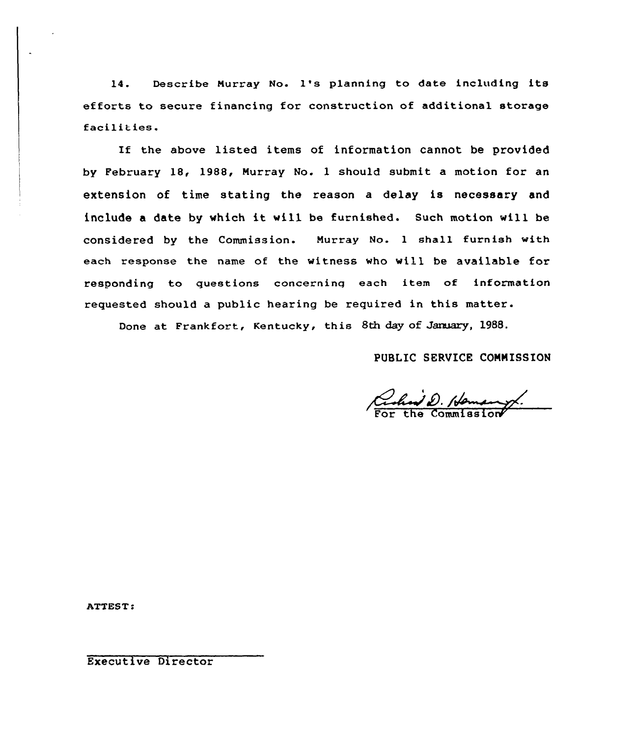14. Describe Murray No. 1's planning to date including its efforts to secure financing for construction of additional storage facilities.

If the above listed items of information cannot be provided by February 18, 1988, Murray No. 1 should submit a motion for an extension of time stating the reason a delay is necessary and include a date by which it will be furnished. Such motion will be considered by the Commission. Murray No. 1 shall furnish with each response the name of the witness who will be available for responding to questions concerning each item of information requested should a public hearing be required in this matter.

Done at Frankfort, Kentucky, this 8th day of January, 1988.

PUBLIC SERVICE COMMISSION

Richard D. Hemenway
For the Commission

ATTEST:

Executive Director